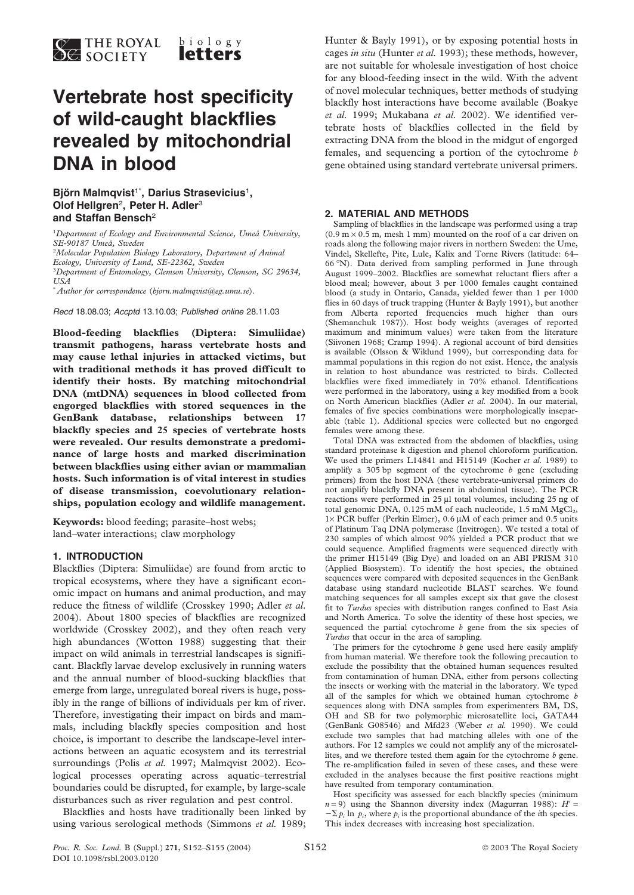# Vertebrate host specificity of wild-caught blackflies revealed by mitochondrial DNA in blood

**Björn Malmqvist[1*], Darius Strasevicius[1], Olof Hellgren[2], Peter H. Adler[3] and Staffan Bensch[2]**

[1]*Department of Ecology and Environmental Science, Umeå University, SE-90187 Umeå, Sweden*

[2]*Molecular Population Biology Laboratory, Department of Animal Ecology, University of Lund, SE-22362, Sweden*

[3]*Department of Entomology, Clemson University, Clemson, SC 29634, USA*

[*] *Author for correspondence* (*bjorn.malmqvist@eg.umu.se*).

*Recd* 18.08.03; *Accptd* 13.10.03; *Published online* 28.11.03

**Blood-feeding blackflies (Diptera: Simuliidae) transmit pathogens, harass vertebrate hosts and may cause lethal injuries in attacked victims, but with traditional methods it has proved difficult to identify their hosts. By matching mitochondrial DNA (mtDNA) sequences in blood collected from engorged blackflies with stored sequences in the GenBank database, relationships between 17 blackfly species and 25 species of vertebrate hosts were revealed. Our results demonstrate a predominance of large hosts and marked discrimination between blackflies using either avian or mammalian hosts. Such information is of vital interest in studies of disease transmission, coevolutionary relationships, population ecology and wildlife management.**

**Keywords:** blood feeding; parasite–host webs; land–water interactions; claw morphology

## 1. INTRODUCTION

Blackflies (Diptera: Simuliidae) are found from arctic to tropical ecosystems, where they have a significant economic impact on humans and animal production, and may reduce the fitness of wildlife (Crosskey 1990; Adler *et al.* 2004). About 1800 species of blackflies are recognized worldwide (Crosskey 2002), and they often reach very high abundances (Wotton 1988) suggesting that their impact on wild animals in terrestrial landscapes is significant. Blackfly larvae develop exclusively in running waters and the annual number of blood-sucking blackflies that emerge from large, unregulated boreal rivers is huge, possibly in the range of billions of individuals per km of river. Therefore, investigating their impact on birds and mammals, including blackfly species composition and host choice, is important to describe the landscape-level interactions between an aquatic ecosystem and its terrestrial surroundings (Polis *et al.* 1997; Malmqvist 2002). Ecological processes operating across aquatic–terrestrial boundaries could be disrupted, for example, by large-scale disturbances such as river regulation and pest control.

Blackflies and hosts have traditionally been linked by using various serological methods (Simmons *et al.* 1989; Hunter & Bayly 1991), or by exposing potential hosts in cages *in situ* (Hunter *et al.* 1993); these methods, however, are not suitable for wholesale investigation of host choice for any blood-feeding insect in the wild. With the advent of novel molecular techniques, better methods of studying blackfly host interactions have become available (Boakye *et al.* 1999; Mukabana *et al.* 2002). We identified vertebrate hosts of blackflies collected in the field by extracting DNA from the blood in the midgut of engorged females, and sequencing a portion of the cytochrome *b* gene obtained using standard vertebrate universal primers.

## 2. MATERIAL AND METHODS

Sampling of blackflies in the landscape was performed using a trap (0.9 m × 0.5 m, mesh 1 mm) mounted on the roof of a car driven on roads along the following major rivers in northern Sweden: the Ume, Vindel, Skellefte, Pite, Lule, Kalix and Torne Rivers (latitude: 64–66 °N). Data derived from sampling performed in June through August 1999–2002. Blackflies are somewhat reluctant fliers after a blood meal; however, about 3 per 1000 females caught contained blood (a study in Ontario, Canada, yielded fewer than 1 per 1000 flies in 60 days of truck trapping (Hunter & Bayly 1991), but another from Alberta reported frequencies much higher than ours (Shemanchuk 1987)). Host body weights (averages of reported maximum and minimum values) were taken from the literature (Siivonen 1968; Cramp 1994). A regional account of bird densities is available (Olsson & Wiklund 1999), but corresponding data for mammal populations in this region do not exist. Hence, the analysis in relation to host abundance was restricted to birds. Collected blackflies were fixed immediately in 70% ethanol. Identifications were performed in the laboratory, using a key modified from a book on North American blackflies (Adler *et al.* 2004). In our material, females of five species combinations were morphologically inseparable (table 1). Additional species were collected but no engorged females were among these.

Total DNA was extracted from the abdomen of blackflies, using standard proteinase k digestion and phenol chloroform purification. We used the primers L14841 and H15149 (Kocher *et al.* 1989) to amplify a 305 bp segment of the cytochrome *b* gene (excluding primers) from the host DNA (these vertebrate-universal primers do not amplify blackfly DNA present in abdominal tissue). The PCR reactions were performed in 25 µl total volumes, including 25 ng of total genomic DNA, 0.125 mM of each nucleotide, 1.5 mM $MgCl_2$, 1× PCR buffer (Perkin Elmer), 0.6 µM of each primer and 0.5 units of Platinum Taq DNA polymerase (Invitrogen). We tested a total of 230 samples of which almost 90% yielded a PCR product that we could sequence. Amplified fragments were sequenced directly with the primer H15149 (Big Dye) and loaded on an ABI PRISM 310 (Applied Biosystem). To identify the host species, the obtained sequences were compared with deposited sequences in the GenBank database using standard nucleotide BLAST searches. We found matching sequences for all samples except six that gave the closest fit to *Turdus* species with distribution ranges confined to East Asia and North America. To solve the identity of these host species, we sequenced the partial cytochrome *b* gene from the six species of *Turdus* that occur in the area of sampling.

The primers for the cytochrome *b* gene used here easily amplify from human material. We therefore took the following precaution to exclude the possibility that the obtained human sequences resulted from contamination of human DNA, either from persons collecting the insects or working with the material in the laboratory. We typed all of the samples for which we obtained human cytochrome *b* sequences along with DNA samples from experimenters BM, DS, OH and SB for two polymorphic microsatellite loci, GATA44 (GenBank G08546) and Mfd23 (Weber *et al.* 1990). We could exclude two samples that had matching alleles with one of the authors. For 12 samples we could not amplify any of the microsatellites, and we therefore tested them again for the cytochrome *b* gene. The re-amplification failed in seven of these cases, and these were excluded in the analyses because the first positive reactions might have resulted from temporary contamination.

Host specificity was assessed for each blackfly species (minimum $n = 9$) using the Shannon diversity index (Magurran 1988): $H' = -\sum p_i \ln p_i$, where $p_i$ is the proportional abundance of the *i*th species. This index decreases with increasing host specialization.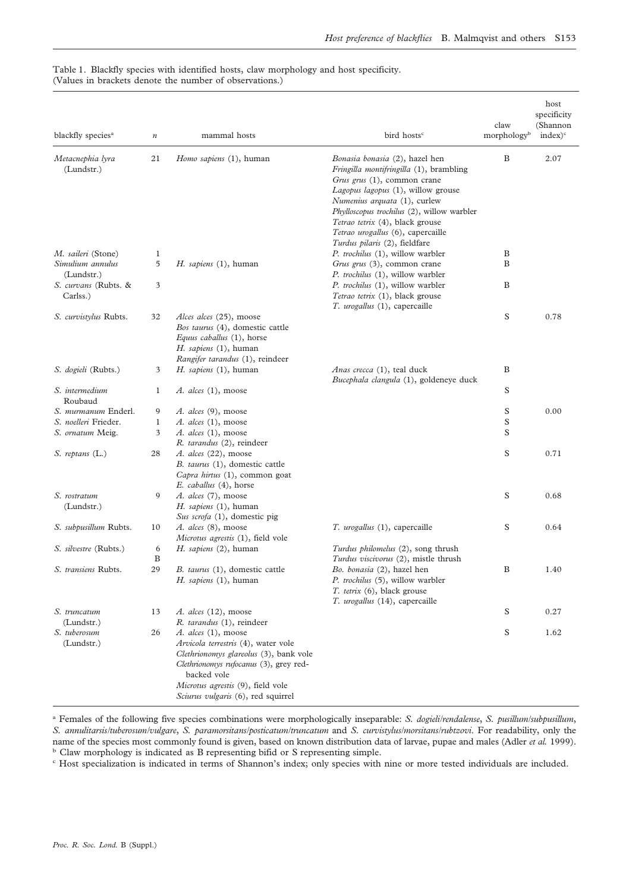Table 1. Blackfly species with identified hosts, claw morphology and host specificity. (Values in brackets denote the number of observations.)

| blackfly species[a] | *n* | mammal hosts | bird hosts[c] | claw morphology[b] | host specificity (Shannon index)[c] |
|---|---|---|---|---|---|
| *Metacnephia lyra* (Lundstr.) | 21 | *Homo sapiens* (1), human | *Bonasia bonasia* (2), hazel hen<br>*Fringilla montifringilla* (1), brambling<br>*Grus grus* (1), common crane<br>*Lagopus lagopus* (1), willow grouse<br>*Numenius arquata* (1), curlew<br>*Phylloscopus trochilus* (2), willow warbler<br>*Tetrao tetrix* (4), black grouse<br>*Tetrao urogallus* (6), capercaille<br>*Turdus pilaris* (2), fieldfare | B | 2.07 |
| *M. saileri* (Stone) | 1 | | *P. trochilus* (1), willow warbler | B | |
| *Simulium annulus* (Lundstr.) | 5 | *H. sapiens* (1), human | *Grus grus* (3), common crane<br>*P. trochilus* (1), willow warbler | B | |
| *S. curvans* (Rubts. & Carlss.) | 3 | | *P. trochilus* (1), willow warbler<br>*Tetrao tetrix* (1), black grouse<br>*T. urogallus* (1), capercaille | B | |
| *S. curvistylus* Rubts. | 32 | *Alces alces* (25), moose<br>*Bos taurus* (4), domestic cattle<br>*Equus caballus* (1), horse<br>*H. sapiens* (1), human<br>*Rangifer tarandus* (1), reindeer | | S | 0.78 |
| *S. dogieli* (Rubts.) | 3 | *H. sapiens* (1), human | *Anas crecca* (1), teal duck<br>*Bucephala clangula* (1), goldeneye duck | B | |
| *S. intermedium* Roubaud | 1 | *A. alces* (1), moose | | S | |
| *S. murmanum* Enderl. | 9 | *A. alces* (9), moose | | S | 0.00 |
| *S. noelleri* Frieder. | 1 | *A. alces* (1), moose | | S | |
| *S. ornatum* Meig. | 3 | *A. alces* (1), moose<br>*R. tarandus* (2), reindeer | | S | |
| *S. reptans* (L.) | 28 | *A. alces* (22), moose<br>*B. taurus* (1), domestic cattle<br>*Capra hirtus* (1), common goat<br>*E. caballus* (4), horse | | S | 0.71 |
| *S. rostratum* (Lundstr.) | 9 | *A. alces* (7), moose<br>*H. sapiens* (1), human<br>*Sus scrofa* (1), domestic pig | | S | 0.68 |
| *S. subpusillum* Rubts. | 10 | *A. alces* (8), moose<br>*Microtus agrestis* (1), field vole | *T. urogallus* (1), capercaille | S | 0.64 |
| *S. silvestre* (Rubts.) | 6<br>B | *H. sapiens* (2), human | *Turdus philomelus* (2), song thrush<br>*Turdus viscivorus* (2), mistle thrush | | |
| *S. transiens* Rubts. | 29 | *B. taurus* (1), domestic cattle<br>*H. sapiens* (1), human | *Bo. bonasia* (2), hazel hen<br>*P. trochilus* (5), willow warbler<br>*T. tetrix* (6), black grouse<br>*T. urogallus* (14), capercaille | B | 1.40 |
| *S. truncatum* (Lundstr.) | 13 | *A. alces* (12), moose<br>*R. tarandus* (1), reindeer | | S | 0.27 |
| *S. tuberosum* (Lundstr.) | 26 | *A. alces* (1), moose<br>*Arvicola terrestris* (4), water vole<br>*Clethrionomys glareolus* (3), bank vole<br>*Clethrionomys rufocanus* (3), grey red-backed vole<br>*Microtus agrestis* (9), field vole<br>*Sciurus vulgaris* (6), red squirrel | | S | 1.62 |

[a] Females of the following five species combinations were morphologically inseparable: *S. dogieli*/*rendalense*, *S. pusillum*/*subpusillum*, *S. annulitarsis*/*tuberosum*/*vulgare*, *S. paramorsitans*/*posticatum*/*truncatum* and *S. curvistylus*/*morsitans*/*rubtzovi*. For readability, only the name of the species most commonly found is given, based on known distribution data of larvae, pupae and males (Adler *et al.* 1999).
[b] Claw morphology is indicated as B representing bifid or S representing simple.
[c] Host specialization is indicated in terms of Shannon's index; only species with nine or more tested individuals are included.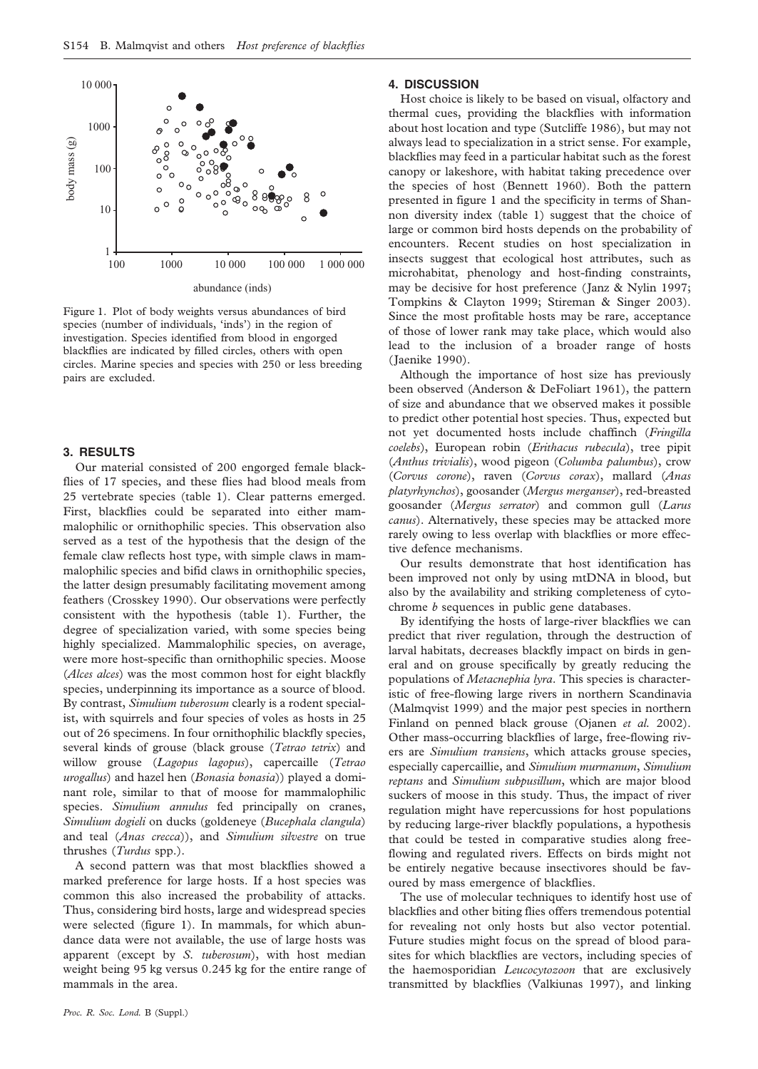body mass (g)

10 000

1000

100

10

1

100 1000 10 000 100 000 1 000 000

abundance (inds)

Figure 1. Plot of body weights versus abundances of bird species (number of individuals, 'inds') in the region of investigation. Species identified from blood in engorged blackflies are indicated by filled circles, others with open circles. Marine species and species with 250 or less breeding pairs are excluded.

## 3. RESULTS

Our material consisted of 200 engorged female blackflies of 17 species, and these flies had blood meals from 25 vertebrate species (table 1). Clear patterns emerged. First, blackflies could be separated into either mammalophilic or ornithophilic species. This observation also served as a test of the hypothesis that the design of the female claw reflects host type, with simple claws in mammalophilic species and bifid claws in ornithophilic species, the latter design presumably facilitating movement among feathers (Crosskey 1990). Our observations were perfectly consistent with the hypothesis (table 1). Further, the degree of specialization varied, with some species being highly specialized. Mammalophilic species, on average, were more host-specific than ornithophilic species. Moose (*Alces alces*) was the most common host for eight blackfly species, underpinning its importance as a source of blood. By contrast, *Simulium tuberosum* clearly is a rodent specialist, with squirrels and four species of voles as hosts in 25 out of 26 specimens. In four ornithophilic blackfly species, several kinds of grouse (black grouse (*Tetrao tetrix*) and willow grouse (*Lagopus lagopus*), capercaille (*Tetrao urogallus*) and hazel hen (*Bonasia bonasia*)) played a dominant role, similar to that of moose for mammalophilic species. *Simulium annulus* fed principally on cranes, *Simulium dogieli* on ducks (goldeneye (*Bucephala clangula*) and teal (*Anas crecca*)), and *Simulium silvestre* on true thrushes (*Turdus* spp.).

A second pattern was that most blackflies showed a marked preference for large hosts. If a host species was common this also increased the probability of attacks. Thus, considering bird hosts, large and widespread species were selected (figure 1). In mammals, for which abundance data were not available, the use of large hosts was apparent (except by *S. tuberosum*), with host median weight being 95 kg versus 0.245 kg for the entire range of mammals in the area.

## 4. DISCUSSION

Host choice is likely to be based on visual, olfactory and thermal cues, providing the blackflies with information about host location and type (Sutcliffe 1986), but may not always lead to specialization in a strict sense. For example, blackflies may feed in a particular habitat such as the forest canopy or lakeshore, with habitat taking precedence over the species of host (Bennett 1960). Both the pattern presented in figure 1 and the specificity in terms of Shannon diversity index (table 1) suggest that the choice of large or common bird hosts depends on the probability of encounters. Recent studies on host specialization in insects suggest that ecological host attributes, such as microhabitat, phenology and host-finding constraints, may be decisive for host preference (Janz & Nylin 1997; Tompkins & Clayton 1999; Stireman & Singer 2003). Since the most profitable hosts may be rare, acceptance of those of lower rank may take place, which would also lead to the inclusion of a broader range of hosts (Jaenike 1990).

Although the importance of host size has previously been observed (Anderson & DeFoliart 1961), the pattern of size and abundance that we observed makes it possible to predict other potential host species. Thus, expected but not yet documented hosts include chaffinch (*Fringilla coelebs*), European robin (*Erithacus rubecula*), tree pipit (*Anthus trivialis*), wood pigeon (*Columba palumbus*), crow (*Corvus corone*), raven (*Corvus corax*), mallard (*Anas platyrhynchos*), goosander (*Mergus merganser*), red-breasted goosander (*Mergus serrator*) and common gull (*Larus canus*). Alternatively, these species may be attacked more rarely owing to less overlap with blackflies or more effective defence mechanisms.

Our results demonstrate that host identification has been improved not only by using mtDNA in blood, but also by the availability and striking completeness of cytochrome *b* sequences in public gene databases.

By identifying the hosts of large-river blackflies we can predict that river regulation, through the destruction of larval habitats, decreases blackfly impact on birds in general and on grouse specifically by greatly reducing the populations of *Metacnephia lyra*. This species is characteristic of free-flowing large rivers in northern Scandinavia (Malmqvist 1999) and the major pest species in northern Finland on penned black grouse (Ojanen *et al.* 2002). Other mass-occurring blackflies of large, free-flowing rivers are *Simulium transiens*, which attacks grouse species, especially capercaillie, and *Simulium murmanum*, *Simulium reptans* and *Simulium subpusillum*, which are major blood suckers of moose in this study. Thus, the impact of river regulation might have repercussions for host populations by reducing large-river blackfly populations, a hypothesis that could be tested in comparative studies along free-flowing and regulated rivers. Effects on birds might not be entirely negative because insectivores should be favoured by mass emergence of blackflies.

The use of molecular techniques to identify host use of blackflies and other biting flies offers tremendous potential for revealing not only hosts but also vector potential. Future studies might focus on the spread of blood parasites for which blackflies are vectors, including species of the haemosporidian *Leucocytozoon* that are exclusively transmitted by blackflies (Valkiunas 1997), and linking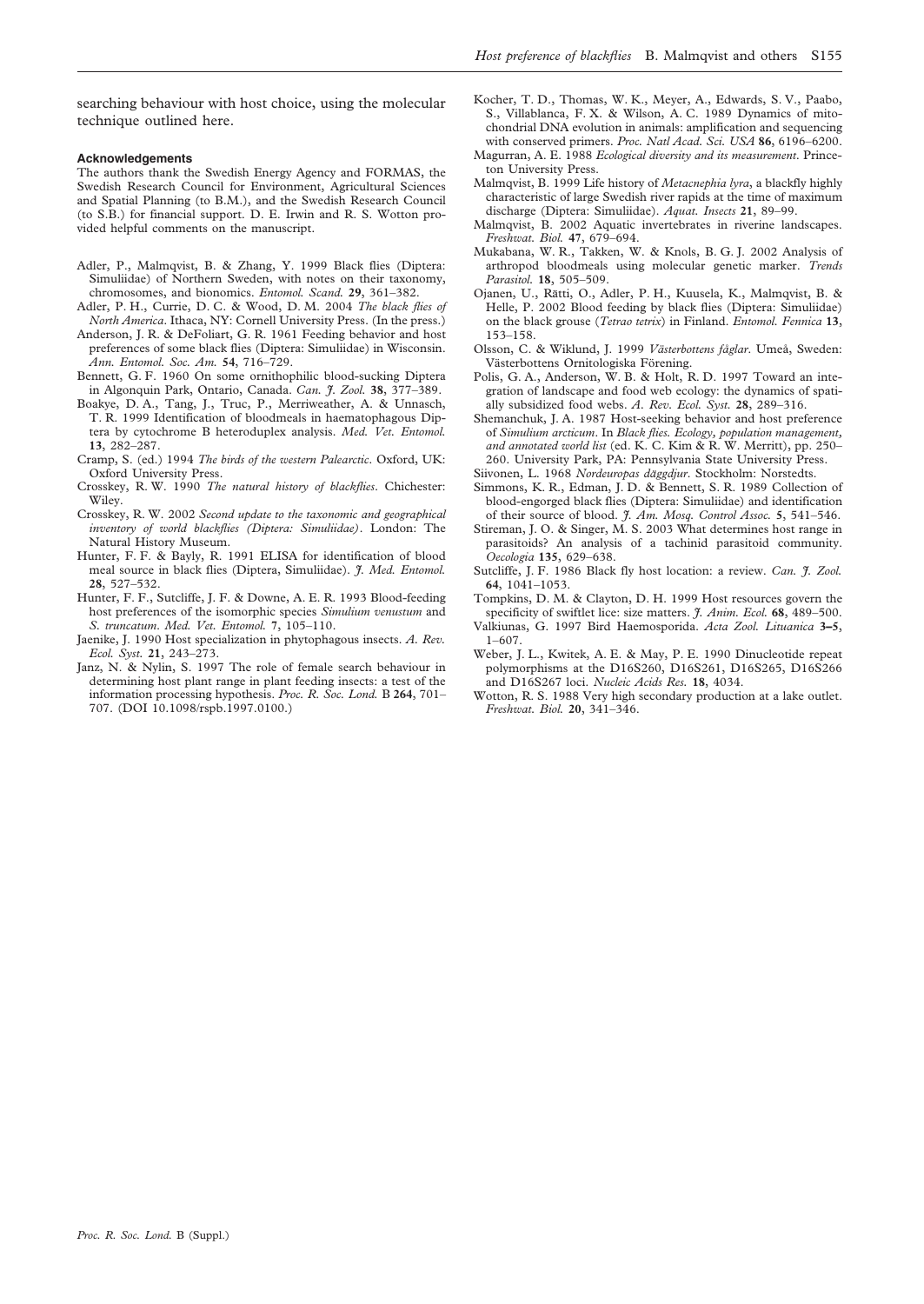searching behaviour with host choice, using the molecular technique outlined here.

#### Acknowledgements

The authors thank the Swedish Energy Agency and FORMAS, the Swedish Research Council for Environment, Agricultural Sciences and Spatial Planning (to B.M.), and the Swedish Research Council (to S.B.) for financial support. D. E. Irwin and R. S. Wotton provided helpful comments on the manuscript.

Adler, P., Malmqvist, B. & Zhang, Y. 1999 Black flies (Diptera: Simuliidae) of Northern Sweden, with notes on their taxonomy, chromosomes, and bionomics. *Entomol. Scand.* **29**, 361–382.

Adler, P. H., Currie, D. C. & Wood, D. M. 2004 *The black flies of North America*. Ithaca, NY: Cornell University Press. (In the press.)

Anderson, J. R. & DeFoliart, G. R. 1961 Feeding behavior and host preferences of some black flies (Diptera: Simuliidae) in Wisconsin. *Ann. Entomol. Soc. Am.* **54**, 716–729.

Bennett, G. F. 1960 On some ornithophilic blood-sucking Diptera in Algonquin Park, Ontario, Canada. *Can. J. Zool.* **38**, 377–389.

Boakye, D. A., Tang, J., Truc, P., Merriweather, A. & Unnasch, T. R. 1999 Identification of bloodmeals in haematophagous Diptera by cytochrome B heteroduplex analysis. *Med. Vet. Entomol.* **13**, 282–287.

Cramp, S. (ed.) 1994 *The birds of the western Palearctic*. Oxford, UK: Oxford University Press.

Crosskey, R. W. 1990 *The natural history of blackflies*. Chichester: Wiley.

Crosskey, R. W. 2002 *Second update to the taxonomic and geographical inventory of world blackflies (Diptera: Simuliidae)*. London: The Natural History Museum.

Hunter, F. F. & Bayly, R. 1991 ELISA for identification of blood meal source in black flies (Diptera, Simuliidae). *J. Med. Entomol.* **28**, 527–532.

Hunter, F. F., Sutcliffe, J. F. & Downe, A. E. R. 1993 Blood-feeding host preferences of the isomorphic species *Simulium venustum* and *S. truncatum*. *Med. Vet. Entomol.* **7**, 105–110.

Jaenike, J. 1990 Host specialization in phytophagous insects. *A. Rev. Ecol. Syst.* **21**, 243–273.

Janz, N. & Nylin, S. 1997 The role of female search behaviour in determining host plant range in plant feeding insects: a test of the information processing hypothesis. *Proc. R. Soc. Lond.* B **264**, 701–707. (DOI 10.1098/rspb.1997.0100.)

Kocher, T. D., Thomas, W. K., Meyer, A., Edwards, S. V., Paabo, S., Villablanca, F. X. & Wilson, A. C. 1989 Dynamics of mitochondrial DNA evolution in animals: amplification and sequencing with conserved primers. *Proc. Natl Acad. Sci. USA* **86**, 6196–6200.

Magurran, A. E. 1988 *Ecological diversity and its measurement*. Princeton University Press.

Malmqvist, B. 1999 Life history of *Metacnephia lyra*, a blackfly highly characteristic of large Swedish river rapids at the time of maximum discharge (Diptera: Simuliidae). *Aquat. Insects* **21**, 89–99.

Malmqvist, B. 2002 Aquatic invertebrates in riverine landscapes. *Freshwat. Biol.* **47**, 679–694.

Mukabana, W. R., Takken, W. & Knols, B. G. J. 2002 Analysis of arthropod bloodmeals using molecular genetic marker. *Trends Parasitol.* **18**, 505–509.

Ojanen, U., Rätti, O., Adler, P. H., Kuusela, K., Malmqvist, B. & Helle, P. 2002 Blood feeding by black flies (Diptera: Simuliidae) on the black grouse (*Tetrao tetrix*) in Finland. *Entomol. Fennica* **13**, 153–158.

Olsson, C. & Wiklund, J. 1999 *Västerbottens fåglar*. Umeå, Sweden: Västerbottens Ornitologiska Förening.

Polis, G. A., Anderson, W. B. & Holt, R. D. 1997 Toward an integration of landscape and food web ecology: the dynamics of spatially subsidized food webs. *A. Rev. Ecol. Syst.* **28**, 289–316.

Shemanchuk, J. A. 1987 Host-seeking behavior and host preference of *Simulium arcticum*. In *Black flies. Ecology, population management, and annotated world list* (ed. K. C. Kim & R. W. Merritt), pp. 250–260. University Park, PA: Pennsylvania State University Press.

Siivonen, L. 1968 *Nordeuropas däggdjur*. Stockholm: Norstedts.

Simmons, K. R., Edman, J. D. & Bennett, S. R. 1989 Collection of blood-engorged black flies (Diptera: Simuliidae) and identification of their source of blood. *J. Am. Mosq. Control Assoc.* **5**, 541–546.

Stireman, J. O. & Singer, M. S. 2003 What determines host range in parasitoids? An analysis of a tachinid parasitoid community. *Oecologia* **135**, 629–638.

Sutcliffe, J. F. 1986 Black fly host location: a review. *Can. J. Zool.* **64**, 1041–1053.

Tompkins, D. M. & Clayton, D. H. 1999 Host resources govern the specificity of swiftlet lice: size matters. *J. Anim. Ecol.* **68**, 489–500.

Valkiunas, G. 1997 Bird Haemosporida. *Acta Zool. Lituanica* **3–5**, 1–607.

Weber, J. L., Kwitek, A. E. & May, P. E. 1990 Dinucleotide repeat polymorphisms at the D16S260, D16S261, D16S265, D16S266 and D16S267 loci. *Nucleic Acids Res.* **18**, 4034.

Wotton, R. S. 1988 Very high secondary production at a lake outlet. *Freshwat. Biol.* **20**, 341–346.